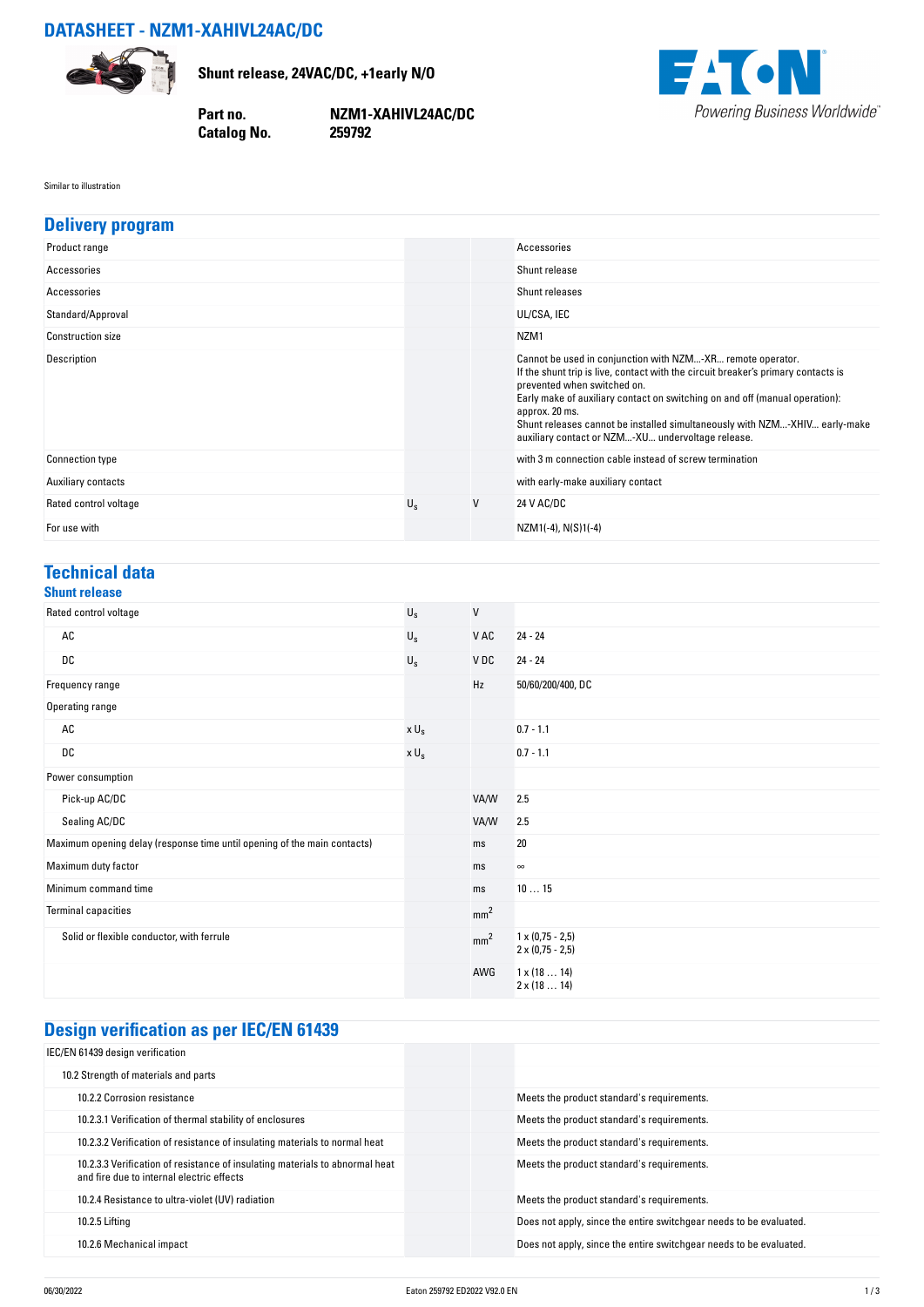# DATASHEET - NZM1-XAHIVL24AC/DC

**Shunt release, 24VAC/DC, +1early N/O**

| | |
|---|---|
| **Part no.** | **NZM1-XAHIVL24AC/DC** |
| **Catalog No.** | **259792** |

Similar to illustration

## Delivery program

| | | | |
|---|---|---|---|
| Product range | | | Accessories |
| Accessories | | | Shunt release |
| Accessories | | | Shunt releases |
| Standard/Approval | | | UL/CSA, IEC |
| Construction size | | | NZM1 |
| Description | | | Cannot be used in conjunction with NZM...-XR... remote operator.<br>If the shunt trip is live, contact with the circuit breaker's primary contacts is prevented when switched on.<br>Early make of auxiliary contact on switching on and off (manual operation): approx. 20 ms.<br>Shunt releases cannot be installed simultaneously with NZM...-XHIV... early-make auxiliary contact or NZM...-XU... undervoltage release. |
| Connection type | | | with 3 m connection cable instead of screw termination |
| Auxiliary contacts | | | with early-make auxiliary contact |
| Rated control voltage | $U_s$ | V | 24 V AC/DC |
| For use with | | | NZM1(-4), N(S)1(-4) |

## Technical data

### Shunt release

| | | | |
|---|---|---|---|
| Rated control voltage | $U_s$ | V | |
| AC | $U_s$ | V AC | 24 - 24 |
| DC | $U_s$ | V DC | 24 - 24 |
| Frequency range | | Hz | 50/60/200/400, DC |
| Operating range | | | |
| AC | x $U_s$ | | 0.7 - 1.1 |
| DC | x $U_s$ | | 0.7 - 1.1 |
| Power consumption | | | |
| Pick-up AC/DC | | VA/W | 2.5 |
| Sealing AC/DC | | VA/W | 2.5 |
| Maximum opening delay (response time until opening of the main contacts) | | ms | 20 |
| Maximum duty factor | | ms | ∞ |
| Minimum command time | | ms | 10 … 15 |
| Terminal capacities | | $mm^2$ | |
| Solid or flexible conductor, with ferrule | | $mm^2$ | 1 x (0,75 - 2,5)<br>2 x (0,75 - 2,5) |
| | | AWG | 1 x (18 … 14)<br>2 x (18 … 14) |

## Design verification as per IEC/EN 61439

| | | | |
|---|---|---|---|
| IEC/EN 61439 design verification | | | |
| 10.2 Strength of materials and parts | | | |
| 10.2.2 Corrosion resistance | | | Meets the product standard's requirements. |
| 10.2.3.1 Verification of thermal stability of enclosures | | | Meets the product standard's requirements. |
| 10.2.3.2 Verification of resistance of insulating materials to normal heat | | | Meets the product standard's requirements. |
| 10.2.3.3 Verification of resistance of insulating materials to abnormal heat and fire due to internal electric effects | | | Meets the product standard's requirements. |
| 10.2.4 Resistance to ultra-violet (UV) radiation | | | Meets the product standard's requirements. |
| 10.2.5 Lifting | | | Does not apply, since the entire switchgear needs to be evaluated. |
| 10.2.6 Mechanical impact | | | Does not apply, since the entire switchgear needs to be evaluated. |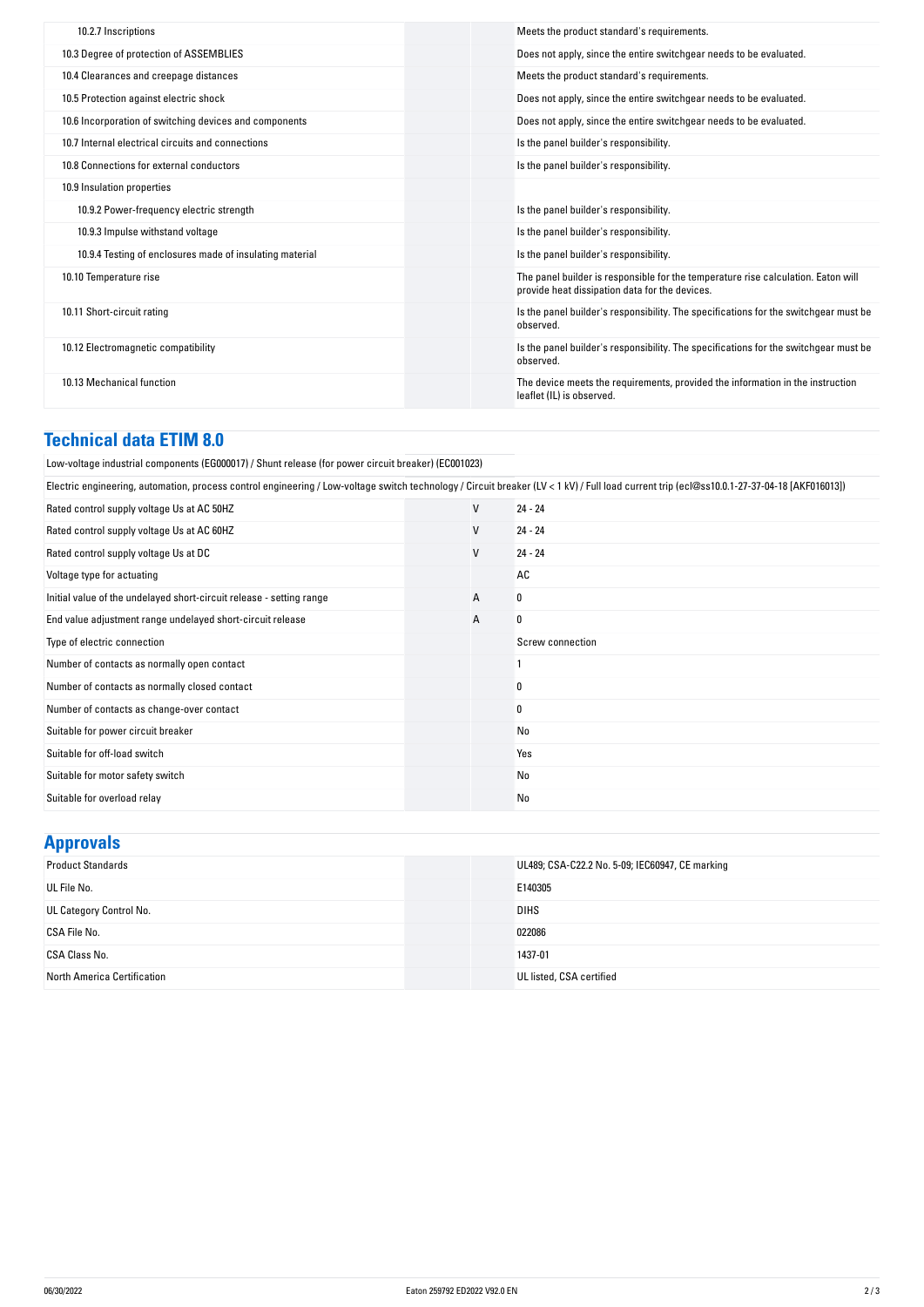| | | |
|---|---|---|
| 10.2.7 Inscriptions | | Meets the product standard's requirements. |
| 10.3 Degree of protection of ASSEMBLIES | | Does not apply, since the entire switchgear needs to be evaluated. |
| 10.4 Clearances and creepage distances | | Meets the product standard's requirements. |
| 10.5 Protection against electric shock | | Does not apply, since the entire switchgear needs to be evaluated. |
| 10.6 Incorporation of switching devices and components | | Does not apply, since the entire switchgear needs to be evaluated. |
| 10.7 Internal electrical circuits and connections | | Is the panel builder's responsibility. |
| 10.8 Connections for external conductors | | Is the panel builder's responsibility. |
| 10.9 Insulation properties | | |
| 10.9.2 Power-frequency electric strength | | Is the panel builder's responsibility. |
| 10.9.3 Impulse withstand voltage | | Is the panel builder's responsibility. |
| 10.9.4 Testing of enclosures made of insulating material | | Is the panel builder's responsibility. |
| 10.10 Temperature rise | | The panel builder is responsible for the temperature rise calculation. Eaton will provide heat dissipation data for the devices. |
| 10.11 Short-circuit rating | | Is the panel builder's responsibility. The specifications for the switchgear must be observed. |
| 10.12 Electromagnetic compatibility | | Is the panel builder's responsibility. The specifications for the switchgear must be observed. |
| 10.13 Mechanical function | | The device meets the requirements, provided the information in the instruction leaflet (IL) is observed. |

## Technical data ETIM 8.0

Low-voltage industrial components (EG000017) / Shunt release (for power circuit breaker) (EC001023)

Electric engineering, automation, process control engineering / Low-voltage switch technology / Circuit breaker (LV < 1 kV) / Full load current trip (ecl@ss10.0.1-27-37-04-18 [AKF016013])

| | | |
|---|---|---|
| Rated control supply voltage Us at AC 50HZ | V | 24 - 24 |
| Rated control supply voltage Us at AC 60HZ | V | 24 - 24 |
| Rated control supply voltage Us at DC | V | 24 - 24 |
| Voltage type for actuating | | AC |
| Initial value of the undelayed short-circuit release - setting range | A | 0 |
| End value adjustment range undelayed short-circuit release | A | 0 |
| Type of electric connection | | Screw connection |
| Number of contacts as normally open contact | | 1 |
| Number of contacts as normally closed contact | | 0 |
| Number of contacts as change-over contact | | 0 |
| Suitable for power circuit breaker | | No |
| Suitable for off-load switch | | Yes |
| Suitable for motor safety switch | | No |
| Suitable for overload relay | | No |

## Approvals

| | |
|---|---|
| Product Standards | UL489; CSA-C22.2 No. 5-09; IEC60947, CE marking |
| UL File No. | E140305 |
| UL Category Control No. | DIHS |
| CSA File No. | 022086 |
| CSA Class No. | 1437-01 |
| North America Certification | UL listed, CSA certified |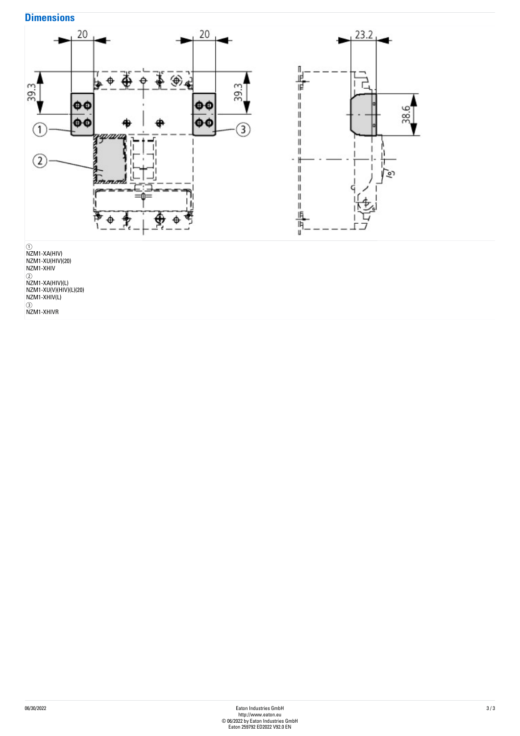## Dimensions

20

20

23.2

39.3

39.3

38.6

①

NZM1-XA(HIV)

NZM1-XU(HIV)(20)

NZM1-XHIV

②

NZM1-XA(HIV)(L)

NZM1-XU(V)(HIV)(L)(20)

NZM1-XHIV(L)

③

NZM1-XHIVR